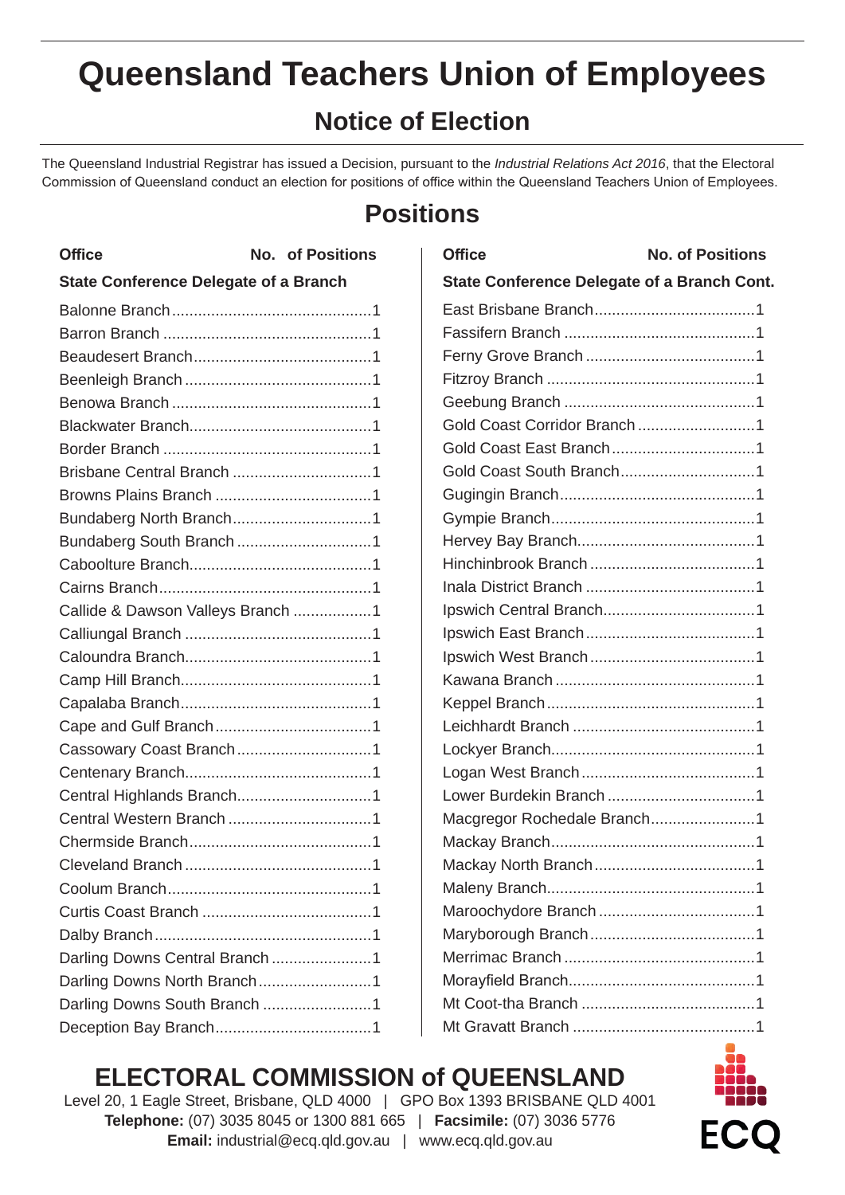# Queensland Teachers Union of Employees

## Notice of Election

The Queensland Industrial Registrar has issued a Decision, pursuant to the *Industrial Relations Act 2016*, that the Electoral Commission of Queensland conduct an election for positions of office within the Queensland Teachers Union of Employees.

## Positions

| Office | No. of Positions |
|---|---|
| **State Conference Delegate of a Branch** | |
| Balonne Branch | 1 |
| Barron Branch | 1 |
| Beaudesert Branch | 1 |
| Beenleigh Branch | 1 |
| Benowa Branch | 1 |
| Blackwater Branch | 1 |
| Border Branch | 1 |
| Brisbane Central Branch | 1 |
| Browns Plains Branch | 1 |
| Bundaberg North Branch | 1 |
| Bundaberg South Branch | 1 |
| Caboolture Branch | 1 |
| Cairns Branch | 1 |
| Callide & Dawson Valleys Branch | 1 |
| Calliungal Branch | 1 |
| Caloundra Branch | 1 |
| Camp Hill Branch | 1 |
| Capalaba Branch | 1 |
| Cape and Gulf Branch | 1 |
| Cassowary Coast Branch | 1 |
| Centenary Branch | 1 |
| Central Highlands Branch | 1 |
| Central Western Branch | 1 |
| Chermside Branch | 1 |
| Cleveland Branch | 1 |
| Coolum Branch | 1 |
| Curtis Coast Branch | 1 |
| Dalby Branch | 1 |
| Darling Downs Central Branch | 1 |
| Darling Downs North Branch | 1 |
| Darling Downs South Branch | 1 |
| Deception Bay Branch | 1 |

| Office | No. of Positions |
|---|---|
| **State Conference Delegate of a Branch Cont.** | |
| East Brisbane Branch | 1 |
| Fassifern Branch | 1 |
| Ferny Grove Branch | 1 |
| Fitzroy Branch | 1 |
| Geebung Branch | 1 |
| Gold Coast Corridor Branch | 1 |
| Gold Coast East Branch | 1 |
| Gold Coast South Branch | 1 |
| Gugingin Branch | 1 |
| Gympie Branch | 1 |
| Hervey Bay Branch | 1 |
| Hinchinbrook Branch | 1 |
| Inala District Branch | 1 |
| Ipswich Central Branch | 1 |
| Ipswich East Branch | 1 |
| Ipswich West Branch | 1 |
| Kawana Branch | 1 |
| Keppel Branch | 1 |
| Leichhardt Branch | 1 |
| Lockyer Branch | 1 |
| Logan West Branch | 1 |
| Lower Burdekin Branch | 1 |
| Macgregor Rochedale Branch | 1 |
| Mackay Branch | 1 |
| Mackay North Branch | 1 |
| Maleny Branch | 1 |
| Maroochydore Branch | 1 |
| Maryborough Branch | 1 |
| Merrimac Branch | 1 |
| Morayfield Branch | 1 |
| Mt Coot-tha Branch | 1 |
| Mt Gravatt Branch | 1 |

**ELECTORAL COMMISSION of QUEENSLAND**

Level 20, 1 Eagle Street, Brisbane, QLD 4000 | GPO Box 1393 BRISBANE QLD 4001

**Telephone:** (07) 3035 8045 or 1300 881 665 | **Facsimile:** (07) 3036 5776

**Email:** industrial@ecq.qld.gov.au | www.ecq.qld.gov.au

ECQ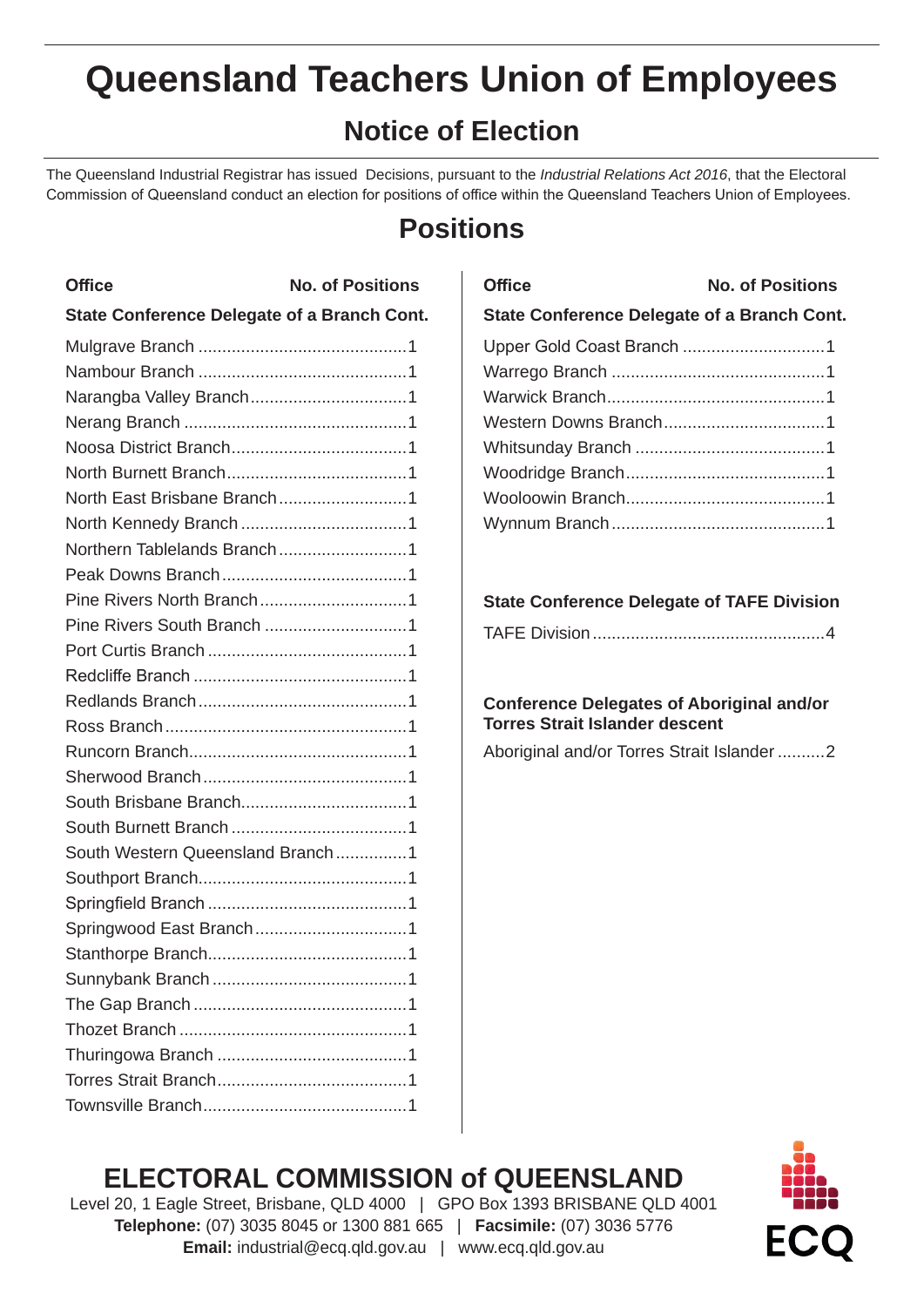# Queensland Teachers Union of Employees

## Notice of Election

The Queensland Industrial Registrar has issued Decisions, pursuant to the *Industrial Relations Act 2016*, that the Electoral Commission of Queensland conduct an election for positions of office within the Queensland Teachers Union of Employees.

## Positions

| Office | No. of Positions |
|---|---|
| **State Conference Delegate of a Branch Cont.** | |
| Mulgrave Branch | 1 |
| Nambour Branch | 1 |
| Narangba Valley Branch | 1 |
| Nerang Branch | 1 |
| Noosa District Branch | 1 |
| North Burnett Branch | 1 |
| North East Brisbane Branch | 1 |
| North Kennedy Branch | 1 |
| Northern Tablelands Branch | 1 |
| Peak Downs Branch | 1 |
| Pine Rivers North Branch | 1 |
| Pine Rivers South Branch | 1 |
| Port Curtis Branch | 1 |
| Redcliffe Branch | 1 |
| Redlands Branch | 1 |
| Ross Branch | 1 |
| Runcorn Branch | 1 |
| Sherwood Branch | 1 |
| South Brisbane Branch | 1 |
| South Burnett Branch | 1 |
| South Western Queensland Branch | 1 |
| Southport Branch | 1 |
| Springfield Branch | 1 |
| Springwood East Branch | 1 |
| Stanthorpe Branch | 1 |
| Sunnybank Branch | 1 |
| The Gap Branch | 1 |
| Thozet Branch | 1 |
| Thuringowa Branch | 1 |
| Torres Strait Branch | 1 |
| Townsville Branch | 1 |

| Office | No. of Positions |
|---|---|
| **State Conference Delegate of a Branch Cont.** | |
| Upper Gold Coast Branch | 1 |
| Warrego Branch | 1 |
| Warwick Branch | 1 |
| Western Downs Branch | 1 |
| Whitsunday Branch | 1 |
| Woodridge Branch | 1 |
| Wooloowin Branch | 1 |
| Wynnum Branch | 1 |

**State Conference Delegate of TAFE Division**

| Office | No. of Positions |
|---|---|
| TAFE Division | 4 |

**Conference Delegates of Aboriginal and/or Torres Strait Islander descent**

| Office | No. of Positions |
|---|---|
| Aboriginal and/or Torres Strait Islander | 2 |

**ELECTORAL COMMISSION of QUEENSLAND**

Level 20, 1 Eagle Street, Brisbane, QLD 4000 | GPO Box 1393 BRISBANE QLD 4001

**Telephone:** (07) 3035 8045 or 1300 881 665 | **Facsimile:** (07) 3036 5776

**Email:** industrial@ecq.qld.gov.au | www.ecq.qld.gov.au

ECQ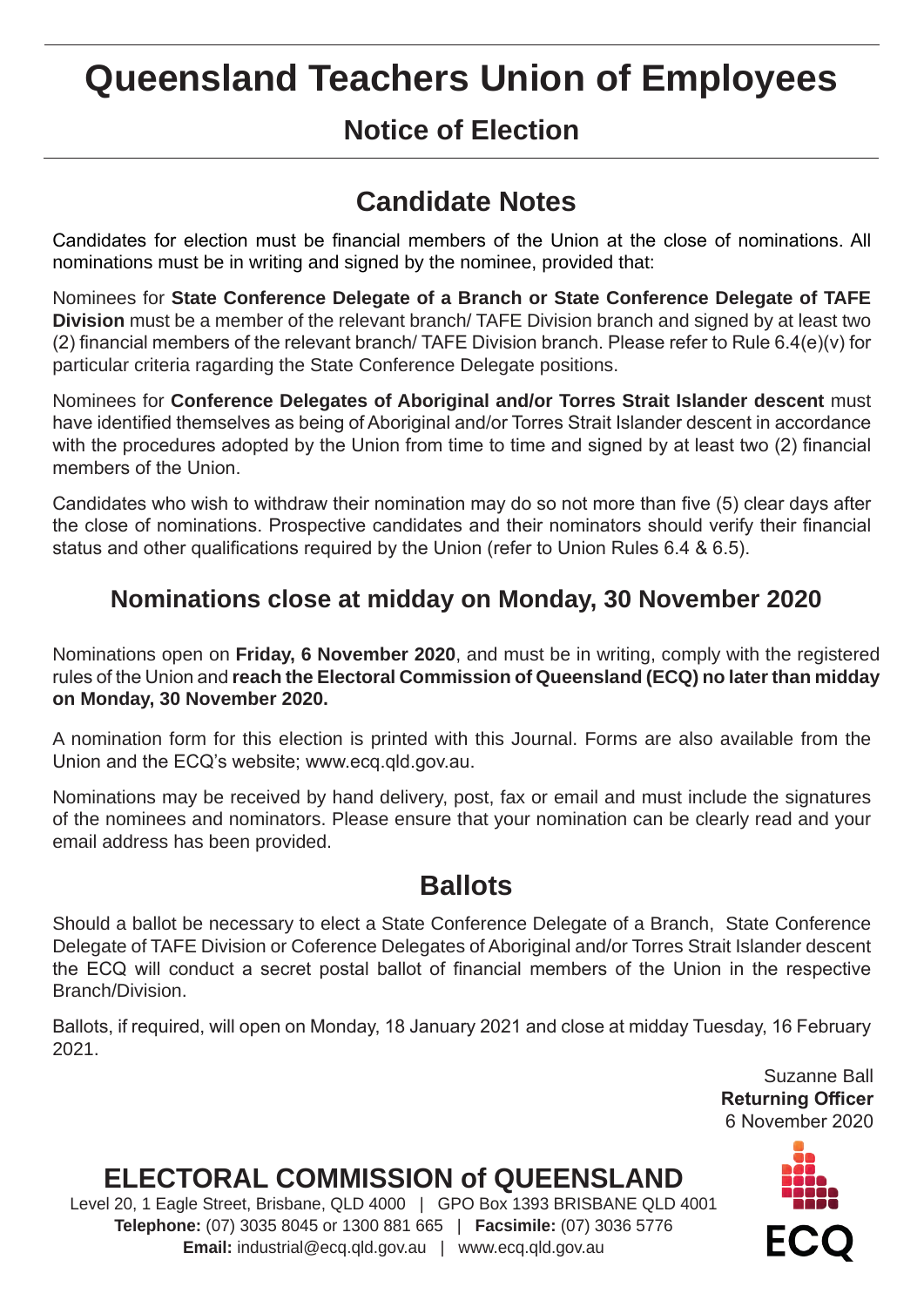# Queensland Teachers Union of Employees

## Notice of Election

## Candidate Notes

Candidates for election must be financial members of the Union at the close of nominations. All nominations must be in writing and signed by the nominee, provided that:

Nominees for **State Conference Delegate of a Branch or State Conference Delegate of TAFE Division** must be a member of the relevant branch/ TAFE Division branch and signed by at least two (2) financial members of the relevant branch/ TAFE Division branch. Please refer to Rule 6.4(e)(v) for particular criteria ragarding the State Conference Delegate positions.

Nominees for **Conference Delegates of Aboriginal and/or Torres Strait Islander descent** must have identified themselves as being of Aboriginal and/or Torres Strait Islander descent in accordance with the procedures adopted by the Union from time to time and signed by at least two (2) financial members of the Union.

Candidates who wish to withdraw their nomination may do so not more than five (5) clear days after the close of nominations. Prospective candidates and their nominators should verify their financial status and other qualifications required by the Union (refer to Union Rules 6.4 & 6.5).

### Nominations close at midday on Monday, 30 November 2020

Nominations open on **Friday, 6 November 2020**, and must be in writing, comply with the registered rules of the Union and **reach the Electoral Commission of Queensland (ECQ) no later than midday on Monday, 30 November 2020.**

A nomination form for this election is printed with this Journal. Forms are also available from the Union and the ECQ's website; www.ecq.qld.gov.au.

Nominations may be received by hand delivery, post, fax or email and must include the signatures of the nominees and nominators. Please ensure that your nomination can be clearly read and your email address has been provided.

## Ballots

Should a ballot be necessary to elect a State Conference Delegate of a Branch, State Conference Delegate of TAFE Division or Coference Delegates of Aboriginal and/or Torres Strait Islander descent the ECQ will conduct a secret postal ballot of financial members of the Union in the respective Branch/Division.

Ballots, if required, will open on Monday, 18 January 2021 and close at midday Tuesday, 16 February 2021.

Suzanne Ball
**Returning Officer**
6 November 2020

## ELECTORAL COMMISSION of QUEENSLAND

Level 20, 1 Eagle Street, Brisbane, QLD 4000 | GPO Box 1393 BRISBANE QLD 4001
**Telephone:** (07) 3035 8045 or 1300 881 665 | **Facsimile:** (07) 3036 5776
**Email:** industrial@ecq.qld.gov.au | www.ecq.qld.gov.au

ECQ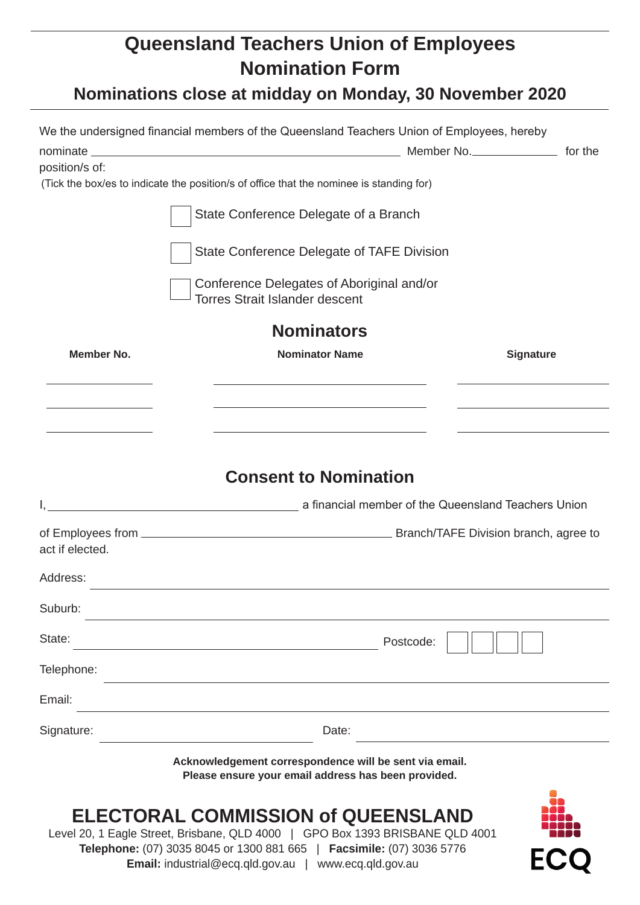# Queensland Teachers Union of Employees
# Nomination Form

## Nominations close at midday on Monday, 30 November 2020

We the undersigned financial members of the Queensland Teachers Union of Employees, hereby nominate ______________________________ Member No.____________ for the position/s of:

(Tick the box/es to indicate the position/s of office that the nominee is standing for)

- ☐ State Conference Delegate of a Branch
- ☐ State Conference Delegate of TAFE Division
- ☐ Conference Delegates of Aboriginal and/or Torres Strait Islander descent

## Nominators

| Member No. | Nominator Name | Signature |
|---|---|---|
| | | |
| | | |
| | | |

## Consent to Nomination

I, ______________________________ a financial member of the Queensland Teachers Union of Employees from ______________________________ Branch/TAFE Division branch, agree to act if elected.

Address: ______________________________

Suburb: ______________________________

State: ______________________________ Postcode: ☐☐☐☐

Telephone: ______________________________

Email: ______________________________

Signature: ______________________ Date: ______________________

**Acknowledgement correspondence will be sent via email.**
**Please ensure your email address has been provided.**

## ELECTORAL COMMISSION of QUEENSLAND

Level 20, 1 Eagle Street, Brisbane, QLD 4000 | GPO Box 1393 BRISBANE QLD 4001
**Telephone:** (07) 3035 8045 or 1300 881 665 | **Facsimile:** (07) 3036 5776
**Email:** industrial@ecq.qld.gov.au | www.ecq.qld.gov.au

ECQ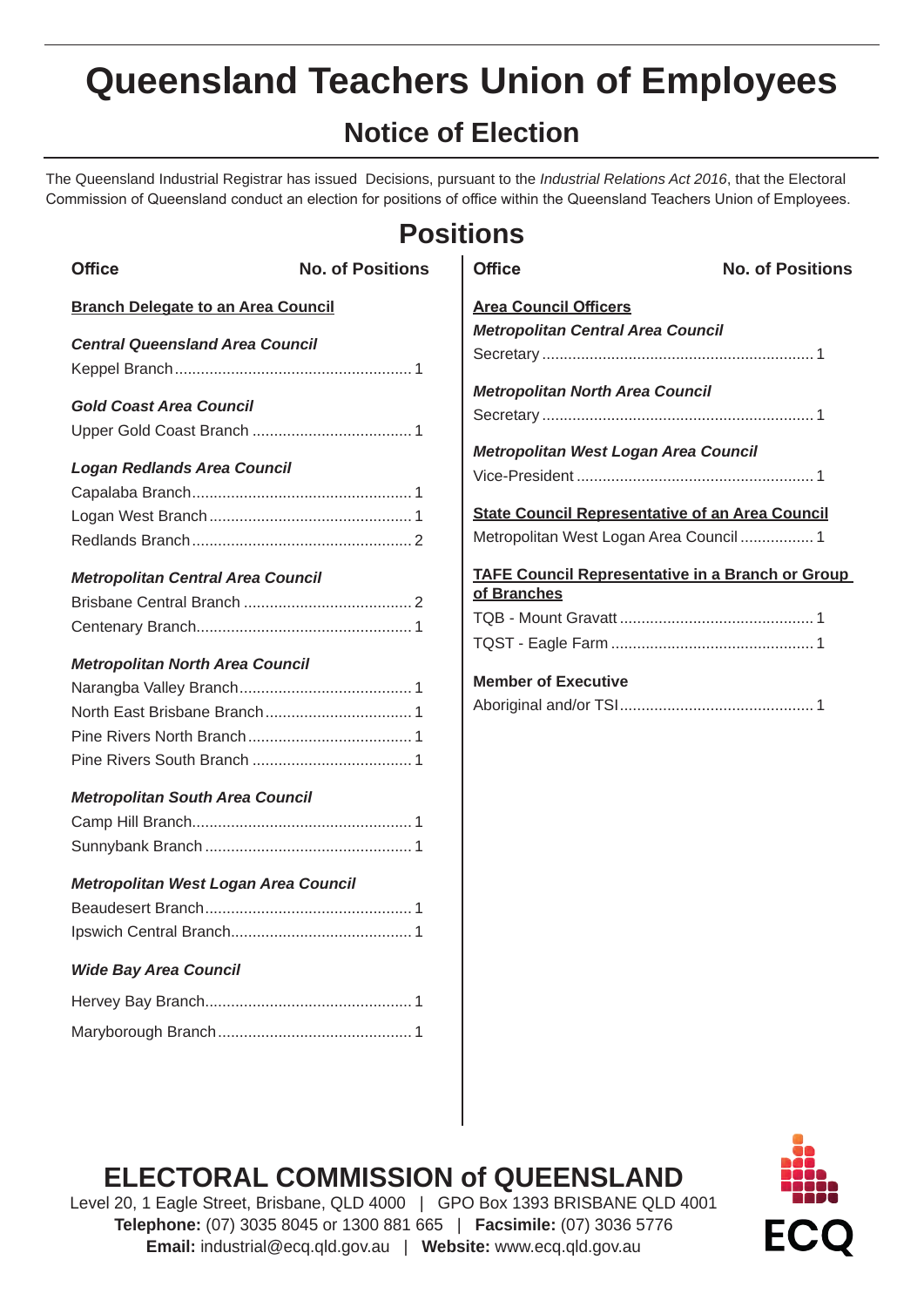# Queensland Teachers Union of Employees

## Notice of Election

The Queensland Industrial Registrar has issued Decisions, pursuant to the *Industrial Relations Act 2016*, that the Electoral Commission of Queensland conduct an election for positions of office within the Queensland Teachers Union of Employees.

## Positions

| Office | No. of Positions |
|---|---|
| **Branch Delegate to an Area Council** | |
| ***Central Queensland Area Council*** | |
| Keppel Branch | 1 |
| ***Gold Coast Area Council*** | |
| Upper Gold Coast Branch | 1 |
| ***Logan Redlands Area Council*** | |
| Capalaba Branch | 1 |
| Logan West Branch | 1 |
| Redlands Branch | 2 |
| ***Metropolitan Central Area Council*** | |
| Brisbane Central Branch | 2 |
| Centenary Branch | 1 |
| ***Metropolitan North Area Council*** | |
| Narangba Valley Branch | 1 |
| North East Brisbane Branch | 1 |
| Pine Rivers North Branch | 1 |
| Pine Rivers South Branch | 1 |
| ***Metropolitan South Area Council*** | |
| Camp Hill Branch | 1 |
| Sunnybank Branch | 1 |
| ***Metropolitan West Logan Area Council*** | |
| Beaudesert Branch | 1 |
| Ipswich Central Branch | 1 |
| ***Wide Bay Area Council*** | |
| Hervey Bay Branch | 1 |
| Maryborough Branch | 1 |
| **Area Council Officers** | |
| ***Metropolitan Central Area Council*** | |
| Secretary | 1 |
| ***Metropolitan North Area Council*** | |
| Secretary | 1 |
| ***Metropolitan West Logan Area Council*** | |
| Vice-President | 1 |
| **State Council Representative of an Area Council** | |
| Metropolitan West Logan Area Council | 1 |
| **TAFE Council Representative in a Branch or Group of Branches** | |
| TQB - Mount Gravatt | 1 |
| TQST - Eagle Farm | 1 |
| **Member of Executive** | |
| Aboriginal and/or TSI | 1 |

**ELECTORAL COMMISSION of QUEENSLAND**

Level 20, 1 Eagle Street, Brisbane, QLD 4000 | GPO Box 1393 BRISBANE QLD 4001
**Telephone:** (07) 3035 8045 or 1300 881 665 | **Facsimile:** (07) 3036 5776
**Email:** industrial@ecq.qld.gov.au | **Website:** www.ecq.qld.gov.au

ECQ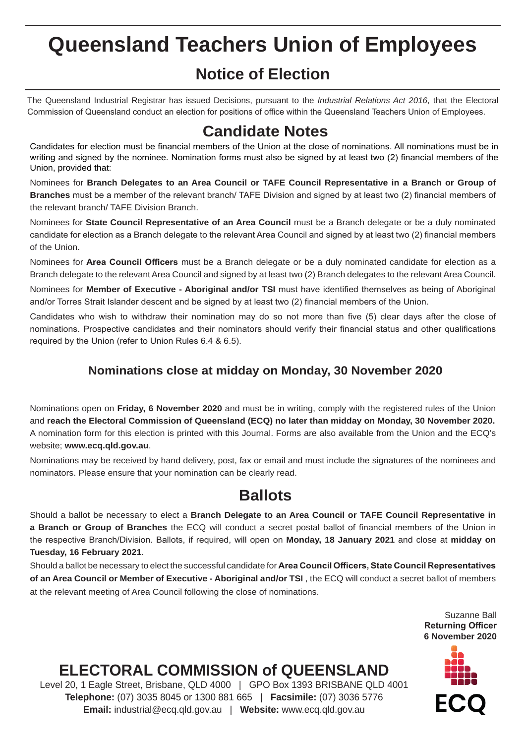# Queensland Teachers Union of Employees

## Notice of Election

The Queensland Industrial Registrar has issued Decisions, pursuant to the *Industrial Relations Act 2016*, that the Electoral Commission of Queensland conduct an election for positions of office within the Queensland Teachers Union of Employees.

## Candidate Notes

Candidates for election must be financial members of the Union at the close of nominations. All nominations must be in writing and signed by the nominee. Nomination forms must also be signed by at least two (2) financial members of the Union, provided that:

Nominees for **Branch Delegates to an Area Council or TAFE Council Representative in a Branch or Group of Branches** must be a member of the relevant branch/ TAFE Division and signed by at least two (2) financial members of the relevant branch/ TAFE Division Branch.

Nominees for **State Council Representative of an Area Council** must be a Branch delegate or be a duly nominated candidate for election as a Branch delegate to the relevant Area Council and signed by at least two (2) financial members of the Union.

Nominees for **Area Council Officers** must be a Branch delegate or be a duly nominated candidate for election as a Branch delegate to the relevant Area Council and signed by at least two (2) Branch delegates to the relevant Area Council.

Nominees for **Member of Executive - Aboriginal and/or TSI** must have identified themselves as being of Aboriginal and/or Torres Strait Islander descent and be signed by at least two (2) financial members of the Union.

Candidates who wish to withdraw their nomination may do so not more than five (5) clear days after the close of nominations. Prospective candidates and their nominators should verify their financial status and other qualifications required by the Union (refer to Union Rules 6.4 & 6.5).

### Nominations close at midday on Monday, 30 November 2020

Nominations open on **Friday, 6 November 2020** and must be in writing, comply with the registered rules of the Union and **reach the Electoral Commission of Queensland (ECQ) no later than midday on Monday, 30 November 2020.** A nomination form for this election is printed with this Journal. Forms are also available from the Union and the ECQ's website; **www.ecq.qld.gov.au**.

Nominations may be received by hand delivery, post, fax or email and must include the signatures of the nominees and nominators. Please ensure that your nomination can be clearly read.

## Ballots

Should a ballot be necessary to elect a **Branch Delegate to an Area Council or TAFE Council Representative in a Branch or Group of Branches** the ECQ will conduct a secret postal ballot of financial members of the Union in the respective Branch/Division. Ballots, if required, will open on **Monday, 18 January 2021** and close at **midday on Tuesday, 16 February 2021**.

Should a ballot be necessary to elect the successful candidate for **Area Council Officers, State Council Representatives of an Area Council or Member of Executive - Aboriginal and/or TSI** , the ECQ will conduct a secret ballot of members at the relevant meeting of Area Council following the close of nominations.

Suzanne Ball
**Returning Officer**
**6 November 2020**

## ELECTORAL COMMISSION of QUEENSLAND

Level 20, 1 Eagle Street, Brisbane, QLD 4000 | GPO Box 1393 BRISBANE QLD 4001
**Telephone:** (07) 3035 8045 or 1300 881 665 | **Facsimile:** (07) 3036 5776
**Email:** industrial@ecq.qld.gov.au | **Website:** www.ecq.qld.gov.au

ECQ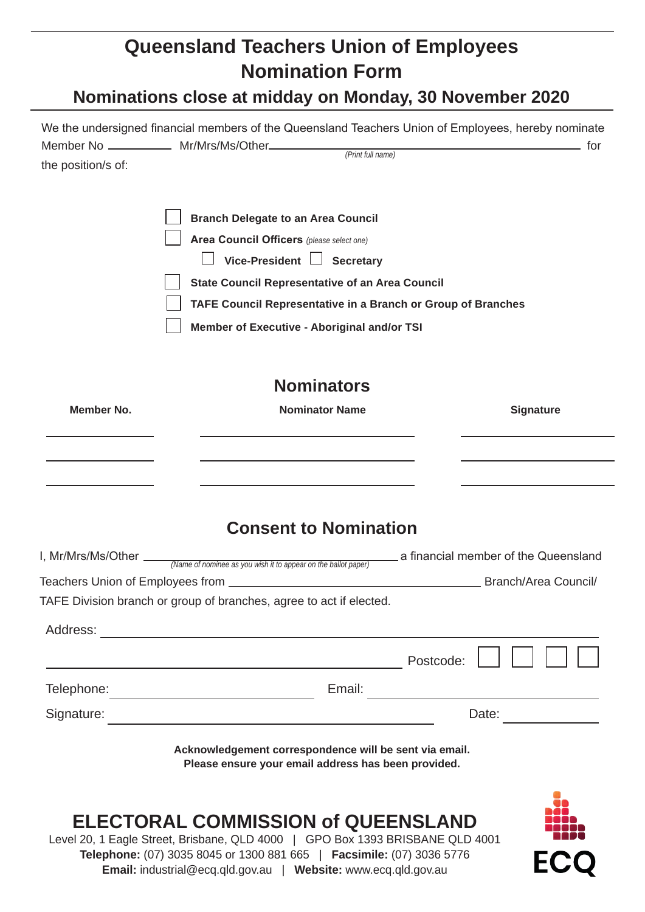# Queensland Teachers Union of Employees Nomination Form

## Nominations close at midday on Monday, 30 November 2020

We the undersigned financial members of the Queensland Teachers Union of Employees, hereby nominate Member No __________ Mr/Mrs/Ms/Other______________________________________________ for the position/s of:

*(Print full name)*

- ☐ **Branch Delegate to an Area Council**
- ☐ **Area Council Officers** *(please select one)*
  - ☐ **Vice-President** ☐ **Secretary**
- ☐ **State Council Representative of an Area Council**
- ☐ **TAFE Council Representative in a Branch or Group of Branches**
- ☐ **Member of Executive - Aboriginal and/or TSI**

## Nominators

| Member No. | Nominator Name | Signature |
|---|---|---|
| | | |
| | | |
| | | |

## Consent to Nomination

I, Mr/Mrs/Ms/Other ______________________________ a financial member of the Queensland

*(Name of nominee as you wish it to appear on the ballot paper)*

Teachers Union of Employees from ______________________________ Branch/Area Council/ TAFE Division branch or group of branches, agree to act if elected.

Address: ______________________________

______________________________ Postcode: ☐ ☐ ☐ ☐

Telephone: ______________________ Email: ______________________

Signature: ______________________ Date: ______________

**Acknowledgement correspondence will be sent via email.**
**Please ensure your email address has been provided.**

## ELECTORAL COMMISSION of QUEENSLAND

Level 20, 1 Eagle Street, Brisbane, QLD 4000 | GPO Box 1393 BRISBANE QLD 4001
**Telephone:** (07) 3035 8045 or 1300 881 665 | **Facsimile:** (07) 3036 5776
**Email:** industrial@ecq.qld.gov.au | **Website:** www.ecq.qld.gov.au

ECQ